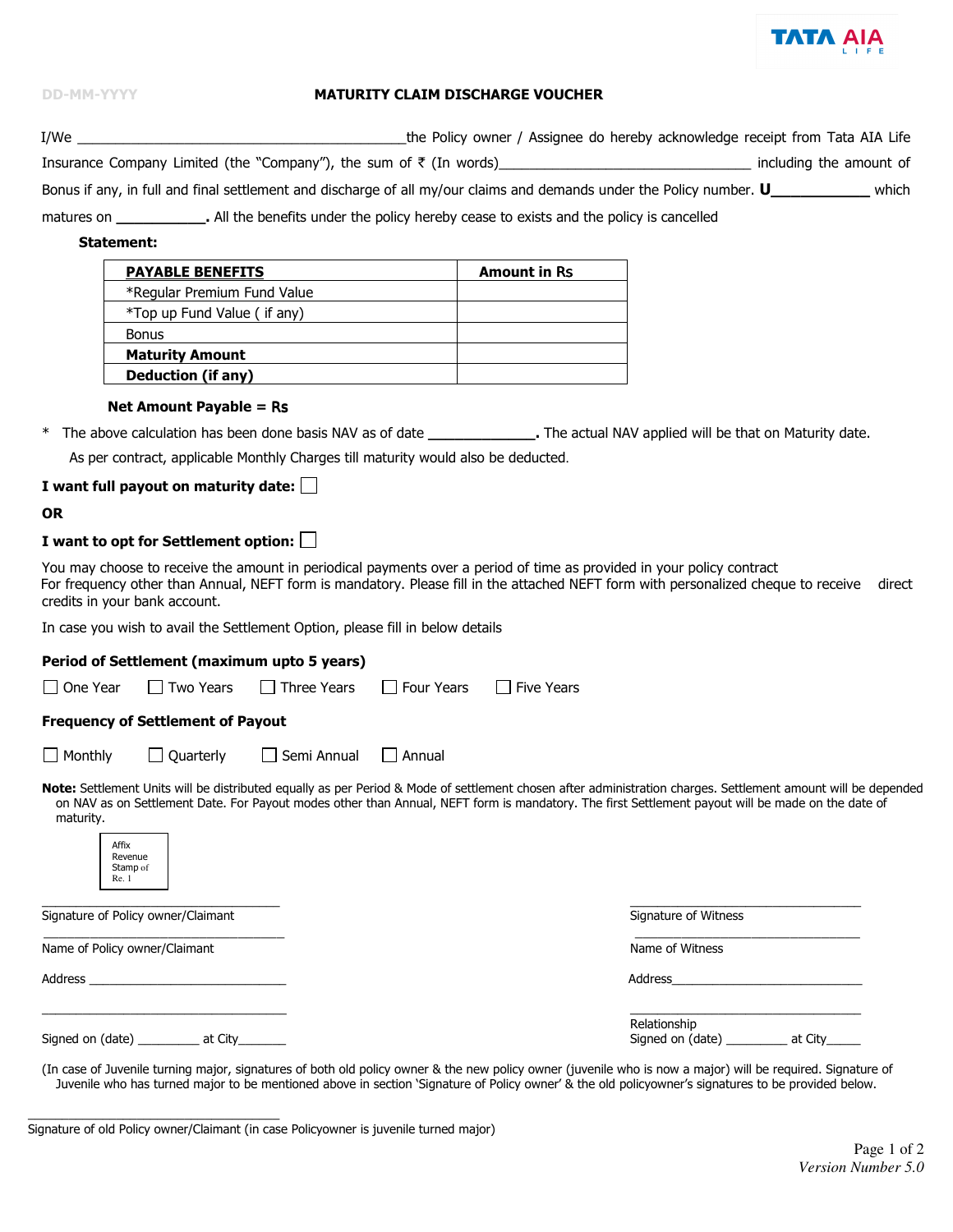TATA AIA LIFE

DD-MM-YYYY

# MATURITY CLAIM DISCHARGE VOUCHER

I/We ____________________________________________the Policy owner / Assignee do hereby acknowledge receipt from Tata AIA Life Insurance Company Limited (the "Company"), the sum of ₹ (In words)__________________________________ including the amount of Bonus if any, in full and final settlement and discharge of all my/our claims and demands under the Policy number. **U____________** which matures on **____________.** All the benefits under the policy hereby cease to exists and the policy is cancelled

**Statement:**

| **PAYABLE BENEFITS** | **Amount in Rs** |
|---|---|
| *Regular Premium Fund Value | |
| *Top up Fund Value ( if any) | |
| Bonus | |
| **Maturity Amount** | |
| **Deduction (if any)** | |

**Net Amount Payable = Rs**

\* The above calculation has been done basis NAV as of date **______________.** The actual NAV applied will be that on Maturity date.
As per contract, applicable Monthly Charges till maturity would also be deducted.

**I want full payout on maturity date:** ☐

**OR**

**I want to opt for Settlement option:** ☐

You may choose to receive the amount in periodical payments over a period of time as provided in your policy contract
For frequency other than Annual, NEFT form is mandatory. Please fill in the attached NEFT form with personalized cheque to receive direct credits in your bank account.

In case you wish to avail the Settlement Option, please fill in below details

**Period of Settlement (maximum upto 5 years)**

☐ One Year ☐ Two Years ☐ Three Years ☐ Four Years ☐ Five Years

**Frequency of Settlement of Payout**

☐ Monthly ☐ Quarterly ☐ Semi Annual ☐ Annual

**Note:** Settlement Units will be distributed equally as per Period & Mode of settlement chosen after administration charges. Settlement amount will be depended on NAV as on Settlement Date. For Payout modes other than Annual, NEFT form is mandatory. The first Settlement payout will be made on the date of maturity.

Affix Revenue Stamp of Re. 1

____________________________________
Signature of Policy owner/Claimant

____________________________________
Name of Policy owner/Claimant

Address ______________________________

____________________________________

Signed on (date) _________ at City_______

____________________________________
Signature of Witness

____________________________________
Name of Witness

Address______________________________

____________________________________
Relationship

Signed on (date) _________ at City_____

(In case of Juvenile turning major, signatures of both old policy owner & the new policy owner (juvenile who is now a major) will be required. Signature of Juvenile who has turned major to be mentioned above in section 'Signature of Policy owner' & the old policyowner's signatures to be provided below.

____________________________________
Signature of old Policy owner/Claimant (in case Policyowner is juvenile turned major)

*Version Number 5.0*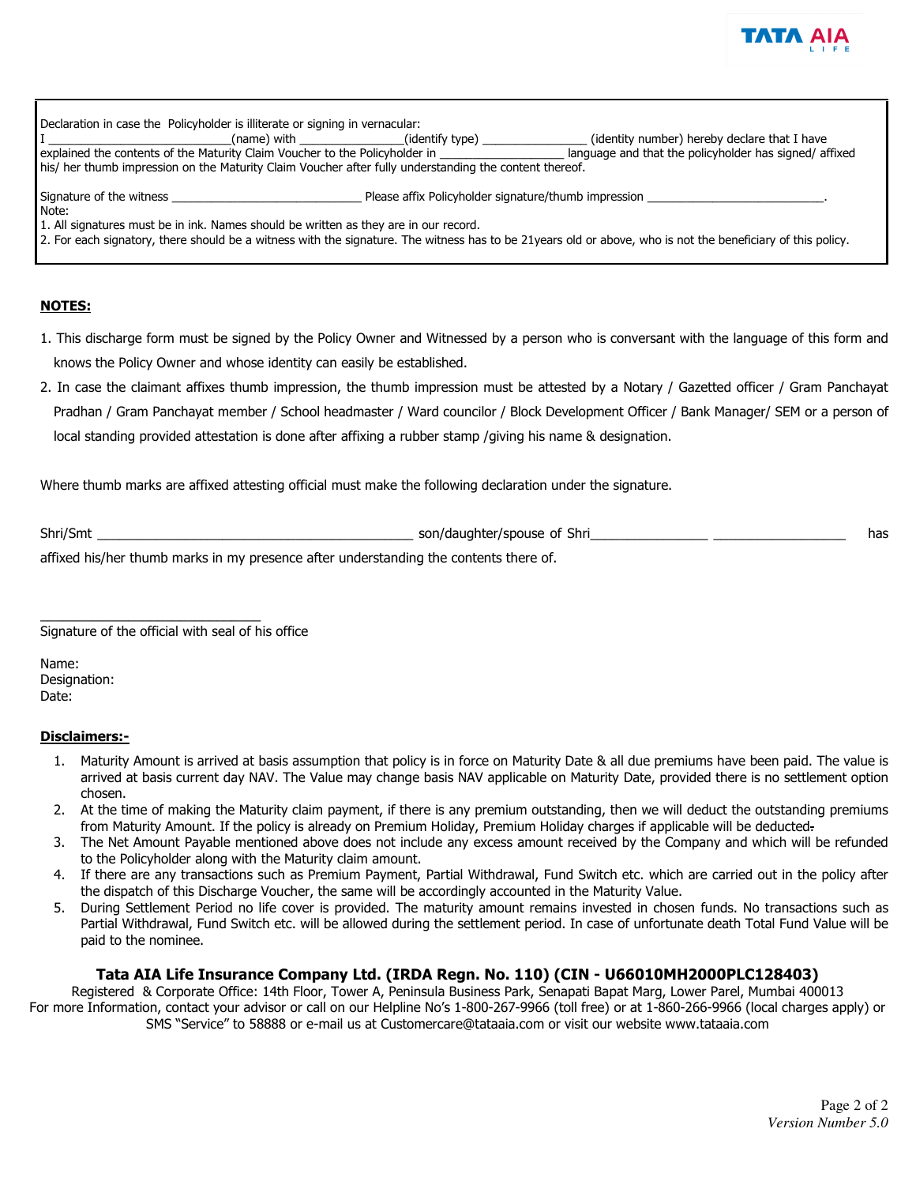Declaration in case the Policyholder is illiterate or signing in vernacular:
I ___________________________(name) with ________________(identify type) ________________ (identity number) hereby declare that I have explained the contents of the Maturity Claim Voucher to the Policyholder in __________________ language and that the policyholder has signed/ affixed his/ her thumb impression on the Maturity Claim Voucher after fully understanding the content thereof.

Signature of the witness _____________________________ Please affix Policyholder signature/thumb impression ___________________________.

Note:
1. All signatures must be in ink. Names should be written as they are in our record.
2. For each signatory, there should be a witness with the signature. The witness has to be 21years old or above, who is not the beneficiary of this policy.

**NOTES:**

1. This discharge form must be signed by the Policy Owner and Witnessed by a person who is conversant with the language of this form and knows the Policy Owner and whose identity can easily be established.
2. In case the claimant affixes thumb impression, the thumb impression must be attested by a Notary / Gazetted officer / Gram Panchayat Pradhan / Gram Panchayat member / School headmaster / Ward councilor / Block Development Officer / Bank Manager/ SEM or a person of local standing provided attestation is done after affixing a rubber stamp /giving his name & designation.

Where thumb marks are affixed attesting official must make the following declaration under the signature.

Shri/Smt ____________________________________________ son/daughter/spouse of Shri________________ __________________ has affixed his/her thumb marks in my presence after understanding the contents there of.

______________________________
Signature of the official with seal of his office

Name:
Designation:
Date:

**Disclaimers:-**

1. Maturity Amount is arrived at basis assumption that policy is in force on Maturity Date & all due premiums have been paid. The value is arrived at basis current day NAV. The Value may change basis NAV applicable on Maturity Date, provided there is no settlement option chosen.
2. At the time of making the Maturity claim payment, if there is any premium outstanding, then we will deduct the outstanding premiums from Maturity Amount. If the policy is already on Premium Holiday, Premium Holiday charges if applicable will be deducted.
3. The Net Amount Payable mentioned above does not include any excess amount received by the Company and which will be refunded to the Policyholder along with the Maturity claim amount.
4. If there are any transactions such as Premium Payment, Partial Withdrawal, Fund Switch etc. which are carried out in the policy after the dispatch of this Discharge Voucher, the same will be accordingly accounted in the Maturity Value.
5. During Settlement Period no life cover is provided. The maturity amount remains invested in chosen funds. No transactions such as Partial Withdrawal, Fund Switch etc. will be allowed during the settlement period. In case of unfortunate death Total Fund Value will be paid to the nominee.

**Tata AIA Life Insurance Company Ltd. (IRDA Regn. No. 110) (CIN - U66010MH2000PLC128403)**
Registered & Corporate Office: 14th Floor, Tower A, Peninsula Business Park, Senapati Bapat Marg, Lower Parel, Mumbai 400013
For more Information, contact your advisor or call on our Helpline No's 1-800-267-9966 (toll free) or at 1-860-266-9966 (local charges apply) or SMS "Service" to 58888 or e-mail us at Customercare@tataaia.com or visit our website www.tataaia.com

*Version Number 5.0*